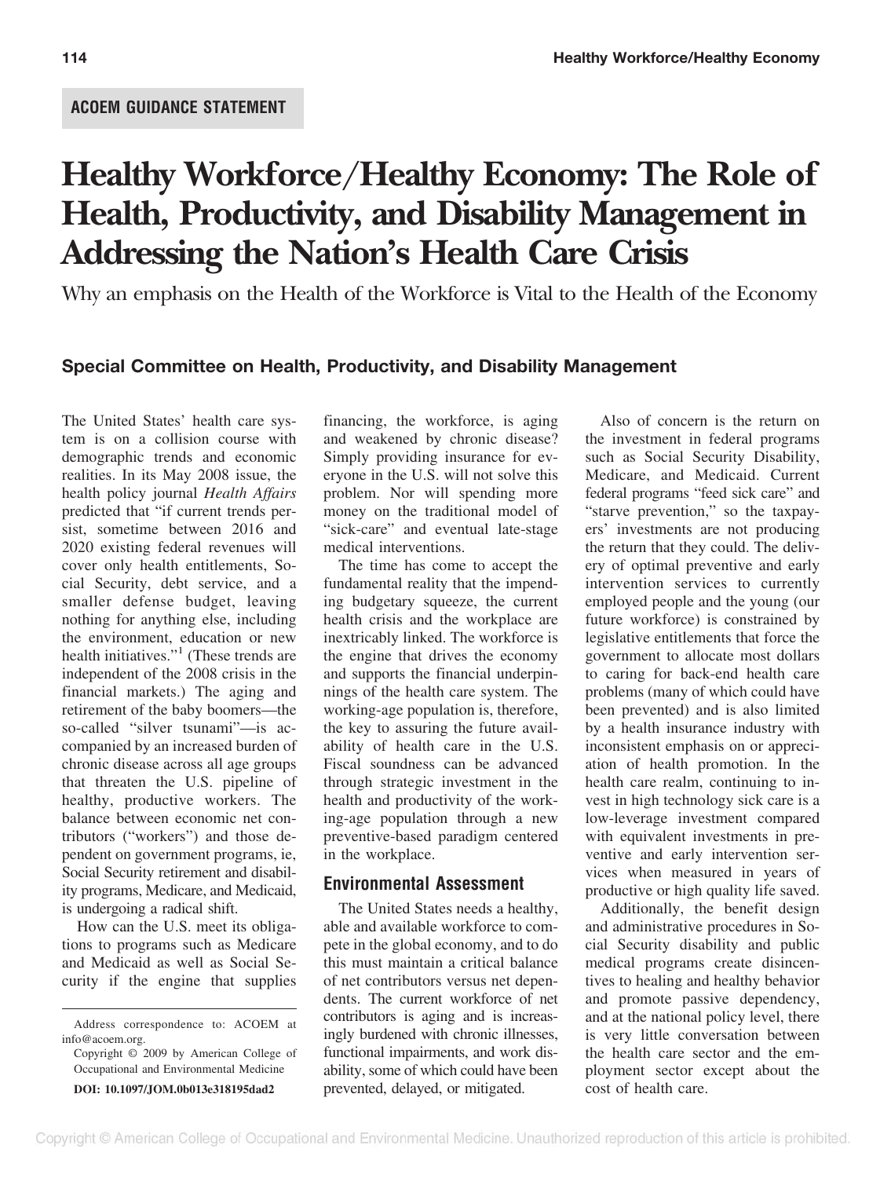ACOEM GUIDANCE STATEMENT

# Healthy Workforce/Healthy Economy: The Role of Health, Productivity, and Disability Management in Addressing the Nation's Health Care Crisis

Why an emphasis on the Health of the Workforce is Vital to the Health of the Economy

### Special Committee on Health, Productivity, and Disability Management

The United States' health care system is on a collision course with demographic trends and economic realities. In its May 2008 issue, the health policy journal *Health Affairs* predicted that "if current trends persist, sometime between 2016 and 2020 existing federal revenues will cover only health entitlements, Social Security, debt service, and a smaller defense budget, leaving nothing for anything else, including the environment, education or new health initiatives."[1] (These trends are independent of the 2008 crisis in the financial markets.) The aging and retirement of the baby boomers—the so-called "silver tsunami"—is accompanied by an increased burden of chronic disease across all age groups that threaten the U.S. pipeline of healthy, productive workers. The balance between economic net contributors ("workers") and those dependent on government programs, ie, Social Security retirement and disability programs, Medicare, and Medicaid, is undergoing a radical shift.

How can the U.S. meet its obligations to programs such as Medicare and Medicaid as well as Social Security if the engine that supplies financing, the workforce, is aging and weakened by chronic disease? Simply providing insurance for everyone in the U.S. will not solve this problem. Nor will spending more money on the traditional model of "sick-care" and eventual late-stage medical interventions.

The time has come to accept the fundamental reality that the impending budgetary squeeze, the current health crisis and the workplace are inextricably linked. The workforce is the engine that drives the economy and supports the financial underpinnings of the health care system. The working-age population is, therefore, the key to assuring the future availability of health care in the U.S. Fiscal soundness can be advanced through strategic investment in the health and productivity of the working-age population through a new preventive-based paradigm centered in the workplace.

## Environmental Assessment

The United States needs a healthy, able and available workforce to compete in the global economy, and to do this must maintain a critical balance of net contributors versus net dependents. The current workforce of net contributors is aging and is increasingly burdened with chronic illnesses, functional impairments, and work disability, some of which could have been prevented, delayed, or mitigated.

Also of concern is the return on the investment in federal programs such as Social Security Disability, Medicare, and Medicaid. Current federal programs "feed sick care" and "starve prevention," so the taxpayers' investments are not producing the return that they could. The delivery of optimal preventive and early intervention services to currently employed people and the young (our future workforce) is constrained by legislative entitlements that force the government to allocate most dollars to caring for back-end health care problems (many of which could have been prevented) and is also limited by a health insurance industry with inconsistent emphasis on or appreciation of health promotion. In the health care realm, continuing to invest in high technology sick care is a low-leverage investment compared with equivalent investments in preventive and early intervention services when measured in years of productive or high quality life saved.

Additionally, the benefit design and administrative procedures in Social Security disability and public medical programs create disincentives to healing and healthy behavior and promote passive dependency, and at the national policy level, there is very little conversation between the health care sector and the employment sector except about the cost of health care.

---

Address correspondence to: ACOEM at info@acoem.org.

Copyright © 2009 by American College of Occupational and Environmental Medicine

**DOI: 10.1097/JOM.0b013e318195dad2**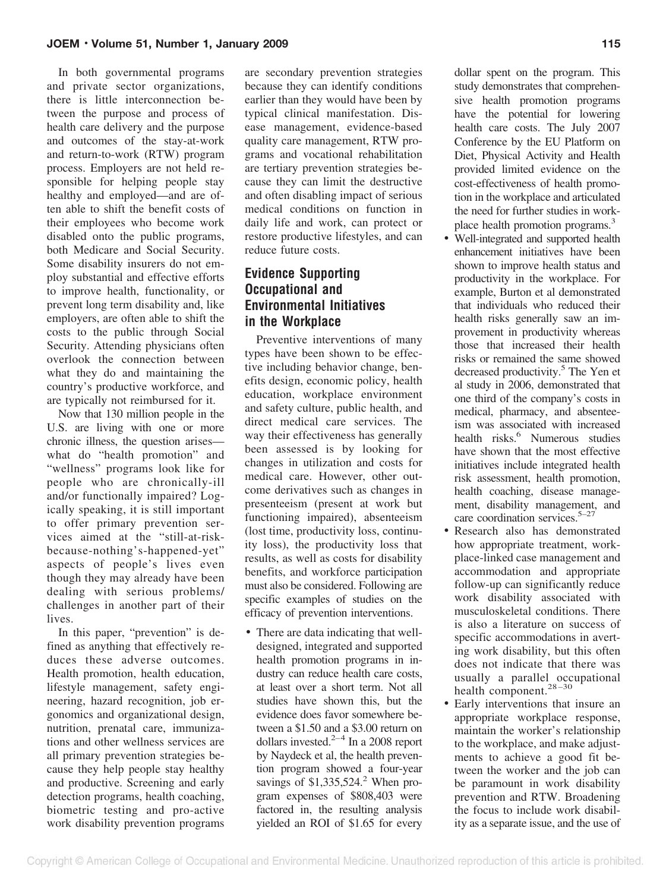In both governmental programs and private sector organizations, there is little interconnection between the purpose and process of health care delivery and the purpose and outcomes of the stay-at-work and return-to-work (RTW) program process. Employers are not held responsible for helping people stay healthy and employed—and are often able to shift the benefit costs of their employees who become work disabled onto the public programs, both Medicare and Social Security. Some disability insurers do not employ substantial and effective efforts to improve health, functionality, or prevent long term disability and, like employers, are often able to shift the costs to the public through Social Security. Attending physicians often overlook the connection between what they do and maintaining the country's productive workforce, and are typically not reimbursed for it.

Now that 130 million people in the U.S. are living with one or more chronic illness, the question arises—what do "health promotion" and "wellness" programs look like for people who are chronically-ill and/or functionally impaired? Logically speaking, it is still important to offer primary prevention services aimed at the "still-at-risk-because-nothing's-happened-yet" aspects of people's lives even though they may already have been dealing with serious problems/challenges in another part of their lives.

In this paper, "prevention" is defined as anything that effectively reduces these adverse outcomes. Health promotion, health education, lifestyle management, safety engineering, hazard recognition, job ergonomics and organizational design, nutrition, prenatal care, immunizations and other wellness services are all primary prevention strategies because they help people stay healthy and productive. Screening and early detection programs, health coaching, biometric testing and pro-active work disability prevention programs are secondary prevention strategies because they can identify conditions earlier than they would have been by typical clinical manifestation. Disease management, evidence-based quality care management, RTW programs and vocational rehabilitation are tertiary prevention strategies because they can limit the destructive and often disabling impact of serious medical conditions on function in daily life and work, can protect or restore productive lifestyles, and can reduce future costs.

## Evidence Supporting Occupational and Environmental Initiatives in the Workplace

Preventive interventions of many types have been shown to be effective including behavior change, benefits design, economic policy, health education, workplace environment and safety culture, public health, and direct medical care services. The way their effectiveness has generally been assessed is by looking for changes in utilization and costs for medical care. However, other outcome derivatives such as changes in presenteeism (present at work but functioning impaired), absenteeism (lost time, productivity loss, continuity loss), the productivity loss that results, as well as costs for disability benefits, and workforce participation must also be considered. Following are specific examples of studies on the efficacy of prevention interventions.

- There are data indicating that well-designed, integrated and supported health promotion programs in industry can reduce health care costs, at least over a short term. Not all studies have shown this, but the evidence does favor somewhere between a $1.50 and a $3.00 return on dollars invested.[2–4] In a 2008 report by Naydeck et al, the health prevention program showed a four-year savings of $1,335,524.[2] When program expenses of $808,403 were factored in, the resulting analysis yielded an ROI of $1.65 for every dollar spent on the program. This study demonstrates that comprehensive health promotion programs have the potential for lowering health care costs. The July 2007 Conference by the EU Platform on Diet, Physical Activity and Health provided limited evidence on the cost-effectiveness of health promotion in the workplace and articulated the need for further studies in workplace health promotion programs.[3]
- Well-integrated and supported health enhancement initiatives have been shown to improve health status and productivity in the workplace. For example, Burton et al demonstrated that individuals who reduced their health risks generally saw an improvement in productivity whereas those that increased their health risks or remained the same showed decreased productivity.[5] The Yen et al study in 2006, demonstrated that one third of the company's costs in medical, pharmacy, and absenteeism was associated with increased health risks.[6] Numerous studies have shown that the most effective initiatives include integrated health risk assessment, health promotion, health coaching, disease management, disability management, and care coordination services.[5–27]
- Research also has demonstrated how appropriate treatment, workplace-linked case management and accommodation and appropriate follow-up can significantly reduce work disability associated with musculoskeletal conditions. There is also a literature on success of specific accommodations in averting work disability, but this often does not indicate that there was usually a parallel occupational health component.[28–30]
- Early interventions that insure an appropriate workplace response, maintain the worker's relationship to the workplace, and make adjustments to achieve a good fit between the worker and the job can be paramount in work disability prevention and RTW. Broadening the focus to include work disability as a separate issue, and the use of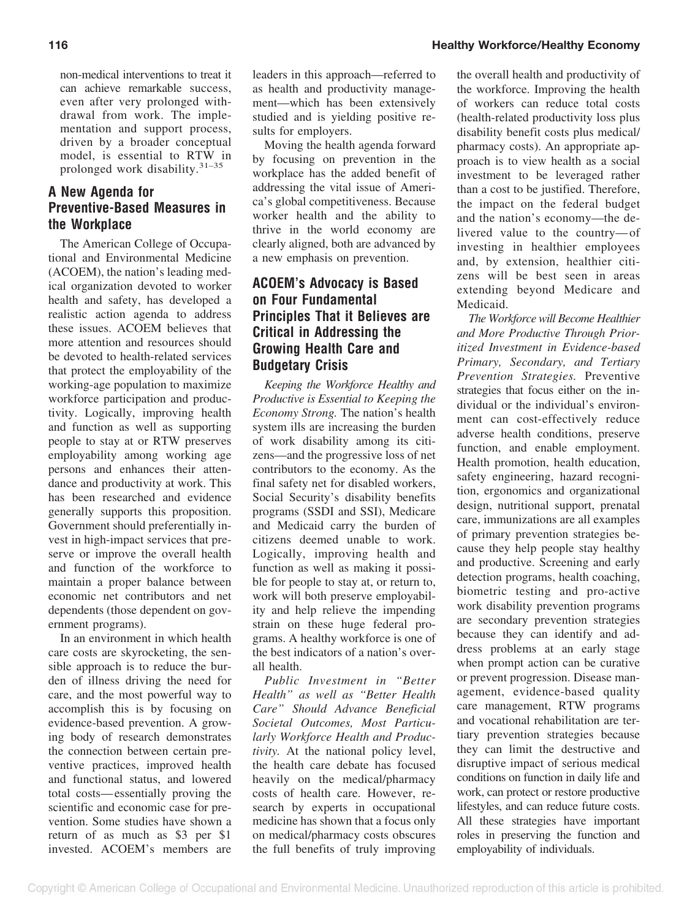non-medical interventions to treat it can achieve remarkable success, even after very prolonged withdrawal from work. The implementation and support process, driven by a broader conceptual model, is essential to RTW in prolonged work disability.[31–35]

## A New Agenda for Preventive-Based Measures in the Workplace

The American College of Occupational and Environmental Medicine (ACOEM), the nation's leading medical organization devoted to worker health and safety, has developed a realistic action agenda to address these issues. ACOEM believes that more attention and resources should be devoted to health-related services that protect the employability of the working-age population to maximize workforce participation and productivity. Logically, improving health and function as well as supporting people to stay at or RTW preserves employability among working age persons and enhances their attendance and productivity at work. This has been researched and evidence generally supports this proposition. Government should preferentially invest in high-impact services that preserve or improve the overall health and function of the workforce to maintain a proper balance between economic net contributors and net dependents (those dependent on government programs).

In an environment in which health care costs are skyrocketing, the sensible approach is to reduce the burden of illness driving the need for care, and the most powerful way to accomplish this is by focusing on evidence-based prevention. A growing body of research demonstrates the connection between certain preventive practices, improved health and functional status, and lowered total costs—essentially proving the scientific and economic case for prevention. Some studies have shown a return of as much as $3 per $1 invested. ACOEM's members are leaders in this approach—referred to as health and productivity management—which has been extensively studied and is yielding positive results for employers.

Moving the health agenda forward by focusing on prevention in the workplace has the added benefit of addressing the vital issue of America's global competitiveness. Because worker health and the ability to thrive in the world economy are clearly aligned, both are advanced by a new emphasis on prevention.

## ACOEM's Advocacy is Based on Four Fundamental Principles That it Believes are Critical in Addressing the Growing Health Care and Budgetary Crisis

*Keeping the Workforce Healthy and Productive is Essential to Keeping the Economy Strong.* The nation's health system ills are increasing the burden of work disability among its citizens—and the progressive loss of net contributors to the economy. As the final safety net for disabled workers, Social Security's disability benefits programs (SSDI and SSI), Medicare and Medicaid carry the burden of citizens deemed unable to work. Logically, improving health and function as well as making it possible for people to stay at, or return to, work will both preserve employability and help relieve the impending strain on these huge federal programs. A healthy workforce is one of the best indicators of a nation's overall health.

*Public Investment in "Better Health" as well as "Better Health Care" Should Advance Beneficial Societal Outcomes, Most Particularly Workforce Health and Productivity.* At the national policy level, the health care debate has focused heavily on the medical/pharmacy costs of health care. However, research by experts in occupational medicine has shown that a focus only on medical/pharmacy costs obscures the full benefits of truly improving the overall health and productivity of the workforce. Improving the health of workers can reduce total costs (health-related productivity loss plus disability benefit costs plus medical/pharmacy costs). An appropriate approach is to view health as a social investment to be leveraged rather than a cost to be justified. Therefore, the impact on the federal budget and the nation's economy—the delivered value to the country—of investing in healthier employees and, by extension, healthier citizens will be best seen in areas extending beyond Medicare and Medicaid.

*The Workforce will Become Healthier and More Productive Through Prioritized Investment in Evidence-based Primary, Secondary, and Tertiary Prevention Strategies.* Preventive strategies that focus either on the individual or the individual's environment can cost-effectively reduce adverse health conditions, preserve function, and enable employment. Health promotion, health education, safety engineering, hazard recognition, ergonomics and organizational design, nutritional support, prenatal care, immunizations are all examples of primary prevention strategies because they help people stay healthy and productive. Screening and early detection programs, health coaching, biometric testing and pro-active work disability prevention programs are secondary prevention strategies because they can identify and address problems at an early stage when prompt action can be curative or prevent progression. Disease management, evidence-based quality care management, RTW programs and vocational rehabilitation are tertiary prevention strategies because they can limit the destructive and disruptive impact of serious medical conditions on function in daily life and work, can protect or restore productive lifestyles, and can reduce future costs. All these strategies have important roles in preserving the function and employability of individuals.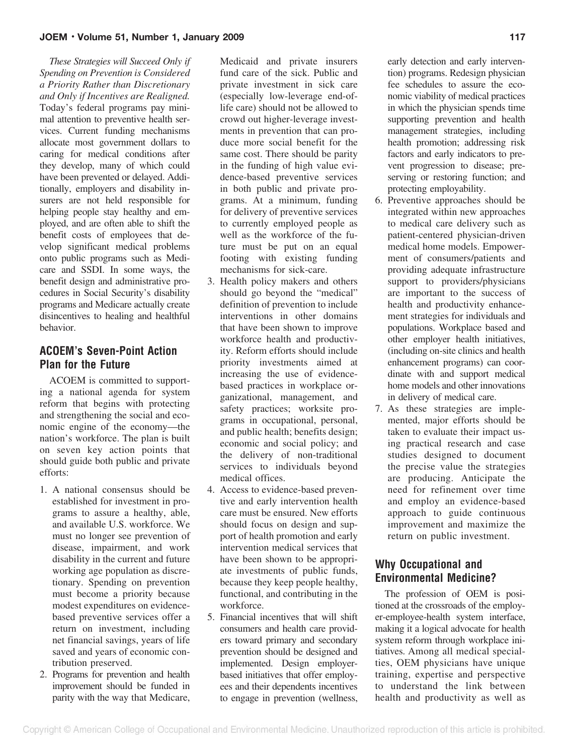*These Strategies will Succeed Only if Spending on Prevention is Considered a Priority Rather than Discretionary and Only if Incentives are Realigned.* Today's federal programs pay minimal attention to preventive health services. Current funding mechanisms allocate most government dollars to caring for medical conditions after they develop, many of which could have been prevented or delayed. Additionally, employers and disability insurers are not held responsible for helping people stay healthy and employed, and are often able to shift the benefit costs of employees that develop significant medical problems onto public programs such as Medicare and SSDI. In some ways, the benefit design and administrative procedures in Social Security's disability programs and Medicare actually create disincentives to healing and healthful behavior.

## ACOEM's Seven-Point Action Plan for the Future

ACOEM is committed to supporting a national agenda for system reform that begins with protecting and strengthening the social and economic engine of the economy—the nation's workforce. The plan is built on seven key action points that should guide both public and private efforts:

1. A national consensus should be established for investment in programs to assure a healthy, able, and available U.S. workforce. We must no longer see prevention of disease, impairment, and work disability in the current and future working age population as discretionary. Spending on prevention must become a priority because modest expenditures on evidence-based preventive services offer a return on investment, including net financial savings, years of life saved and years of economic contribution preserved.
2. Programs for prevention and health improvement should be funded in parity with the way that Medicare, Medicaid and private insurers fund care of the sick. Public and private investment in sick care (especially low-leverage end-of-life care) should not be allowed to crowd out higher-leverage investments in prevention that can produce more social benefit for the same cost. There should be parity in the funding of high value evidence-based preventive services in both public and private programs. At a minimum, funding for delivery of preventive services to currently employed people as well as the workforce of the future must be put on an equal footing with existing funding mechanisms for sick-care.
3. Health policy makers and others should go beyond the "medical" definition of prevention to include interventions in other domains that have been shown to improve workforce health and productivity. Reform efforts should include priority investments aimed at increasing the use of evidence-based practices in workplace organizational, management, and safety practices; worksite programs in occupational, personal, and public health; benefits design; economic and social policy; and the delivery of non-traditional services to individuals beyond medical offices.
4. Access to evidence-based preventive and early intervention health care must be ensured. New efforts should focus on design and support of health promotion and early intervention medical services that have been shown to be appropriate investments of public funds, because they keep people healthy, functional, and contributing in the workforce.
5. Financial incentives that will shift consumers and health care providers toward primary and secondary prevention should be designed and implemented. Design employer-based initiatives that offer employees and their dependents incentives to engage in prevention (wellness, early detection and early intervention) programs. Redesign physician fee schedules to assure the economic viability of medical practices in which the physician spends time supporting prevention and health management strategies, including health promotion; addressing risk factors and early indicators to prevent progression to disease; preserving or restoring function; and protecting employability.
6. Preventive approaches should be integrated within new approaches to medical care delivery such as patient-centered physician-driven medical home models. Empowerment of consumers/patients and providing adequate infrastructure support to providers/physicians are important to the success of health and productivity enhancement strategies for individuals and populations. Workplace based and other employer health initiatives, (including on-site clinics and health enhancement programs) can coordinate with and support medical home models and other innovations in delivery of medical care.
7. As these strategies are implemented, major efforts should be taken to evaluate their impact using practical research and case studies designed to document the precise value the strategies are producing. Anticipate the need for refinement over time and employ an evidence-based approach to guide continuous improvement and maximize the return on public investment.

## Why Occupational and Environmental Medicine?

The profession of OEM is positioned at the crossroads of the employer-employee-health system interface, making it a logical advocate for health system reform through workplace initiatives. Among all medical specialties, OEM physicians have unique training, expertise and perspective to understand the link between health and productivity as well as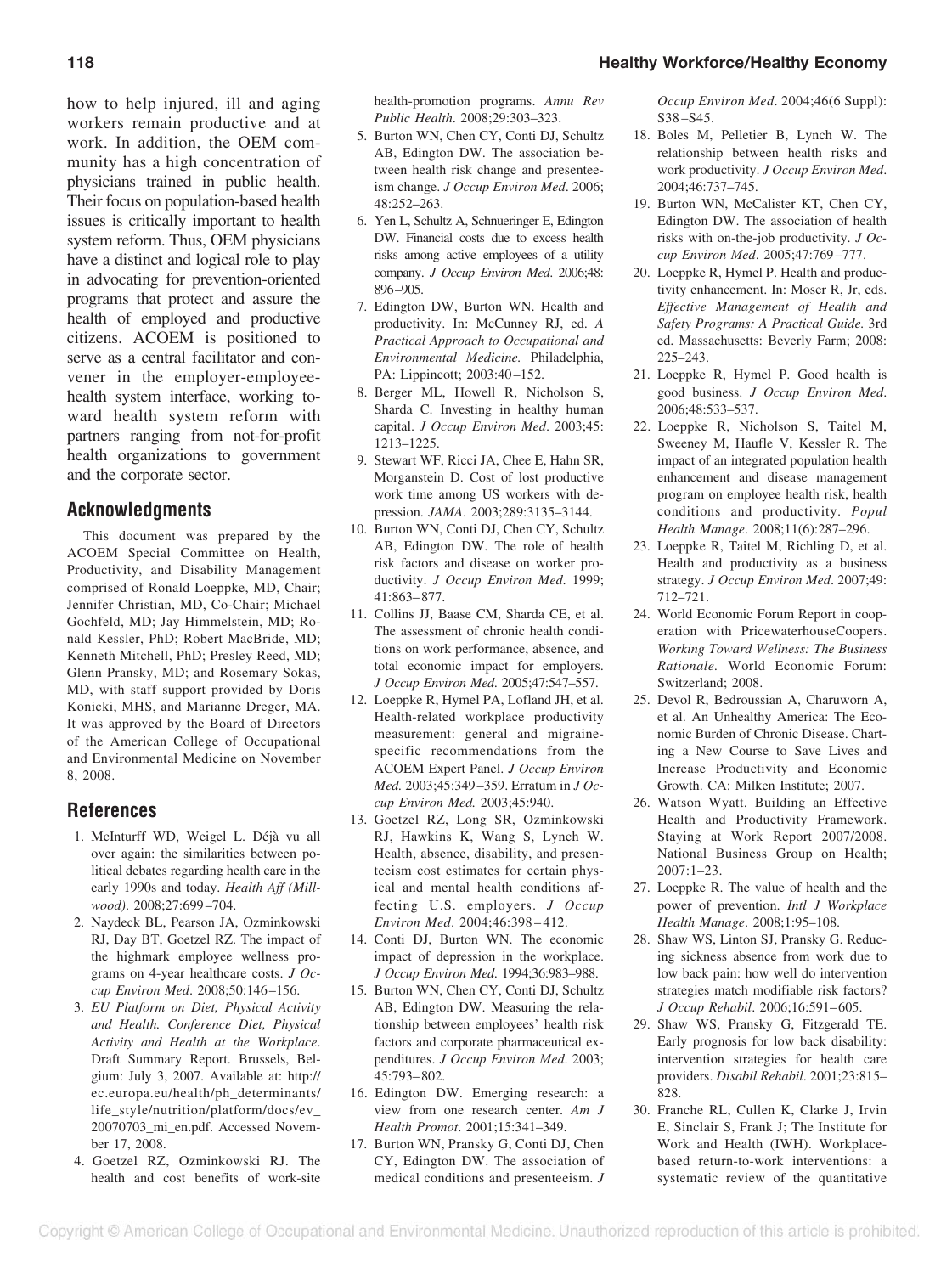how to help injured, ill and aging workers remain productive and at work. In addition, the OEM community has a high concentration of physicians trained in public health. Their focus on population-based health issues is critically important to health system reform. Thus, OEM physicians have a distinct and logical role to play in advocating for prevention-oriented programs that protect and assure the health of employed and productive citizens. ACOEM is positioned to serve as a central facilitator and convener in the employer-employee-health system interface, working toward health system reform with partners ranging from not-for-profit health organizations to government and the corporate sector.

## Acknowledgments

This document was prepared by the ACOEM Special Committee on Health, Productivity, and Disability Management comprised of Ronald Loeppke, MD, Chair; Jennifer Christian, MD, Co-Chair; Michael Gochfeld, MD; Jay Himmelstein, MD; Ronald Kessler, PhD; Robert MacBride, MD; Kenneth Mitchell, PhD; Presley Reed, MD; Glenn Pransky, MD; and Rosemary Sokas, MD, with staff support provided by Doris Konicki, MHS, and Marianne Dreger, MA. It was approved by the Board of Directors of the American College of Occupational and Environmental Medicine on November 8, 2008.

## References

1. McInturff WD, Weigel L. Déjà vu all over again: the similarities between political debates regarding health care in the early 1990s and today. *Health Aff (Millwood)*. 2008;27:699–704.
2. Naydeck BL, Pearson JA, Ozminkowski RJ, Day BT, Goetzel RZ. The impact of the highmark employee wellness programs on 4-year healthcare costs. *J Occup Environ Med*. 2008;50:146–156.
3. *EU Platform on Diet, Physical Activity and Health. Conference Diet, Physical Activity and Health at the Workplace*. Draft Summary Report. Brussels, Belgium: July 3, 2007. Available at: http://ec.europa.eu/health/ph_determinants/life_style/nutrition/platform/docs/ev_20070703_mi_en.pdf. Accessed November 17, 2008.
4. Goetzel RZ, Ozminkowski RJ. The health and cost benefits of work-site health-promotion programs. *Annu Rev Public Health*. 2008;29:303–323.
5. Burton WN, Chen CY, Conti DJ, Schultz AB, Edington DW. The association between health risk change and presenteeism change. *J Occup Environ Med*. 2006;48:252–263.
6. Yen L, Schultz A, Schnueringer E, Edington DW. Financial costs due to excess health risks among active employees of a utility company. *J Occup Environ Med*. 2006;48:896–905.
7. Edington DW, Burton WN. Health and productivity. In: McCunney RJ, ed. *A Practical Approach to Occupational and Environmental Medicine*. Philadelphia, PA: Lippincott; 2003:40–152.
8. Berger ML, Howell R, Nicholson S, Sharda C. Investing in healthy human capital. *J Occup Environ Med*. 2003;45:1213–1225.
9. Stewart WF, Ricci JA, Chee E, Hahn SR, Morganstein D. Cost of lost productive work time among US workers with depression. *JAMA*. 2003;289:3135–3144.
10. Burton WN, Conti DJ, Chen CY, Schultz AB, Edington DW. The role of health risk factors and disease on worker productivity. *J Occup Environ Med*. 1999;41:863–877.
11. Collins JJ, Baase CM, Sharda CE, et al. The assessment of chronic health conditions on work performance, absence, and total economic impact for employers. *J Occup Environ Med*. 2005;47:547–557.
12. Loeppke R, Hymel PA, Lofland JH, et al. Health-related workplace productivity measurement: general and migraine-specific recommendations from the ACOEM Expert Panel. *J Occup Environ Med*. 2003;45:349–359. Erratum in *J Occup Environ Med*. 2003;45:940.
13. Goetzel RZ, Long SR, Ozminkowski RJ, Hawkins K, Wang S, Lynch W. Health, absence, disability, and presenteeism cost estimates for certain physical and mental health conditions affecting U.S. employers. *J Occup Environ Med*. 2004;46:398–412.
14. Conti DJ, Burton WN. The economic impact of depression in the workplace. *J Occup Environ Med*. 1994;36:983–988.
15. Burton WN, Chen CY, Conti DJ, Schultz AB, Edington DW. Measuring the relationship between employees' health risk factors and corporate pharmaceutical expenditures. *J Occup Environ Med*. 2003;45:793–802.
16. Edington DW. Emerging research: a view from one research center. *Am J Health Promot*. 2001;15:341–349.
17. Burton WN, Pransky G, Conti DJ, Chen CY, Edington DW. The association of medical conditions and presenteeism. *J Occup Environ Med*. 2004;46(6 Suppl):S38–S45.
18. Boles M, Pelletier B, Lynch W. The relationship between health risks and work productivity. *J Occup Environ Med*. 2004;46:737–745.
19. Burton WN, McCalister KT, Chen CY, Edington DW. The association of health risks with on-the-job productivity. *J Occup Environ Med*. 2005;47:769–777.
20. Loeppke R, Hymel P. Health and productivity enhancement. In: Moser R, Jr, eds. *Effective Management of Health and Safety Programs: A Practical Guide*. 3rd ed. Massachusetts: Beverly Farm; 2008:225–243.
21. Loeppke R, Hymel P. Good health is good business. *J Occup Environ Med*. 2006;48:533–537.
22. Loeppke R, Nicholson S, Taitel M, Sweeney M, Haufle V, Kessler R. The impact of an integrated population health enhancement and disease management program on employee health risk, health conditions and productivity. *Popul Health Manage*. 2008;11(6):287–296.
23. Loeppke R, Taitel M, Richling D, et al. Health and productivity as a business strategy. *J Occup Environ Med*. 2007;49:712–721.
24. World Economic Forum Report in cooperation with PricewaterhouseCoopers. *Working Toward Wellness: The Business Rationale*. World Economic Forum: Switzerland; 2008.
25. Devol R, Bedroussian A, Charuworn A, et al. An Unhealthy America: The Economic Burden of Chronic Disease. Charting a New Course to Save Lives and Increase Productivity and Economic Growth. CA: Milken Institute; 2007.
26. Watson Wyatt. Building an Effective Health and Productivity Framework. Staying at Work Report 2007/2008. National Business Group on Health; 2007:1–23.
27. Loeppke R. The value of health and the power of prevention. *Intl J Workplace Health Manage*. 2008;1:95–108.
28. Shaw WS, Linton SJ, Pransky G. Reducing sickness absence from work due to low back pain: how well do intervention strategies match modifiable risk factors? *J Occup Rehabil*. 2006;16:591–605.
29. Shaw WS, Pransky G, Fitzgerald TE. Early prognosis for low back disability: intervention strategies for health care providers. *Disabil Rehabil*. 2001;23:815–828.
30. Franche RL, Cullen K, Clarke J, Irvin E, Sinclair S, Frank J; The Institute for Work and Health (IWH). Workplace-based return-to-work interventions: a systematic review of the quantitative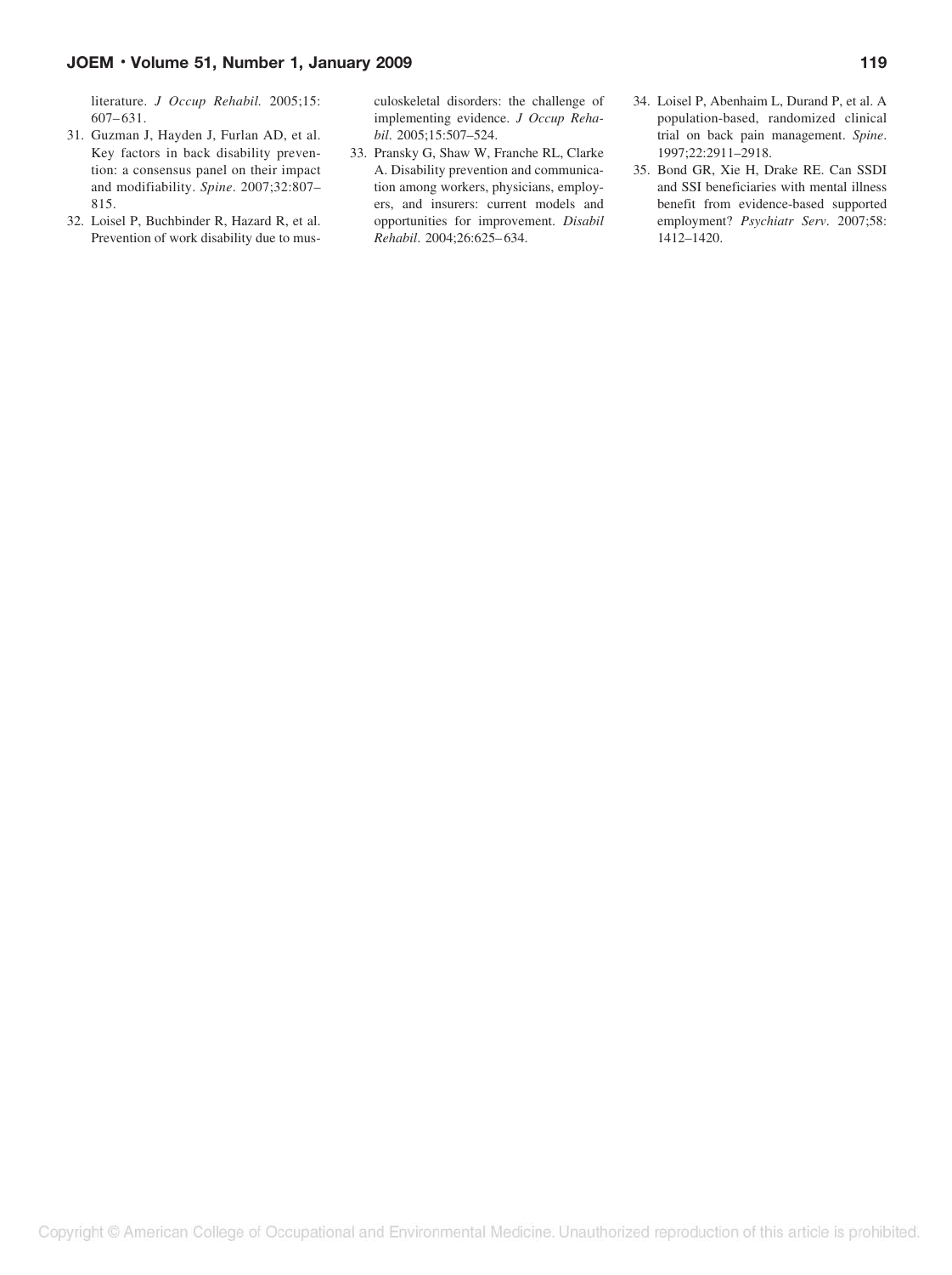literature. *J Occup Rehabil.* 2005;15: 607–631.

31. Guzman J, Hayden J, Furlan AD, et al. Key factors in back disability prevention: a consensus panel on their impact and modifiability. *Spine*. 2007;32:807–815.
32. Loisel P, Buchbinder R, Hazard R, et al. Prevention of work disability due to musculoskeletal disorders: the challenge of implementing evidence. *J Occup Rehabil*. 2005;15:507–524.
33. Pransky G, Shaw W, Franche RL, Clarke A. Disability prevention and communication among workers, physicians, employers, and insurers: current models and opportunities for improvement. *Disabil Rehabil*. 2004;26:625–634.
34. Loisel P, Abenhaim L, Durand P, et al. A population-based, randomized clinical trial on back pain management. *Spine*. 1997;22:2911–2918.
35. Bond GR, Xie H, Drake RE. Can SSDI and SSI beneficiaries with mental illness benefit from evidence-based supported employment? *Psychiatr Serv*. 2007;58: 1412–1420.

Copyright © American College of Occupational and Environmental Medicine. Unauthorized reproduction of this article is prohibited.